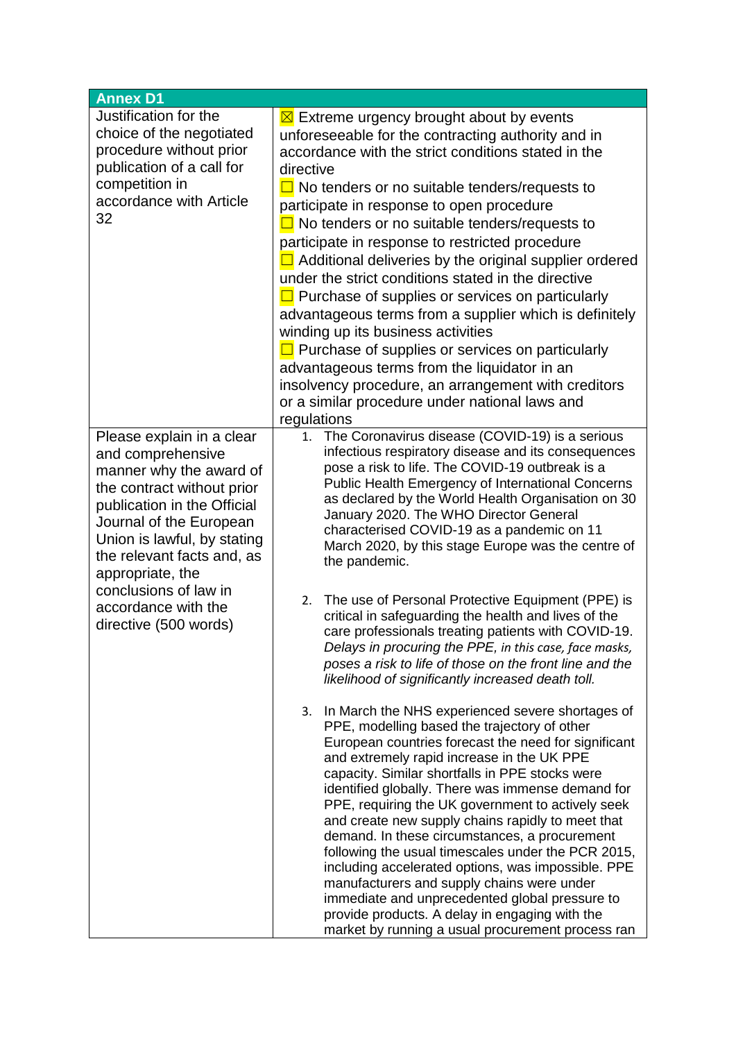| Annex D1 | |
|---|---|
| Justification for the choice of the negotiated procedure without prior publication of a call for competition in accordance with Article 32 | ☒ Extreme urgency brought about by events unforeseeable for the contracting authority and in accordance with the strict conditions stated in the directive<br>☐ No tenders or no suitable tenders/requests to participate in response to open procedure<br>☐ No tenders or no suitable tenders/requests to participate in response to restricted procedure<br>☐ Additional deliveries by the original supplier ordered under the strict conditions stated in the directive<br>☐ Purchase of supplies or services on particularly advantageous terms from a supplier which is definitely winding up its business activities<br>☐ Purchase of supplies or services on particularly advantageous terms from the liquidator in an insolvency procedure, an arrangement with creditors or a similar procedure under national laws and regulations |
| Please explain in a clear and comprehensive manner why the award of the contract without prior publication in the Official Journal of the European Union is lawful, by stating the relevant facts and, as appropriate, the conclusions of law in accordance with the directive (500 words) | 1. The Coronavirus disease (COVID-19) is a serious infectious respiratory disease and its consequences pose a risk to life. The COVID-19 outbreak is a Public Health Emergency of International Concerns as declared by the World Health Organisation on 30 January 2020. The WHO Director General characterised COVID-19 as a pandemic on 11 March 2020, by this stage Europe was the centre of the pandemic.<br><br>2. The use of Personal Protective Equipment (PPE) is critical in safeguarding the health and lives of the care professionals treating patients with COVID-19. *Delays in procuring the PPE, in this case, face masks, poses a risk to life of those on the front line and the likelihood of significantly increased death toll.*<br><br>3. In March the NHS experienced severe shortages of PPE, modelling based the trajectory of other European countries forecast the need for significant and extremely rapid increase in the UK PPE capacity. Similar shortfalls in PPE stocks were identified globally. There was immense demand for PPE, requiring the UK government to actively seek and create new supply chains rapidly to meet that demand. In these circumstances, a procurement following the usual timescales under the PCR 2015, including accelerated options, was impossible. PPE manufacturers and supply chains were under immediate and unprecedented global pressure to provide products. A delay in engaging with the market by running a usual procurement process ran |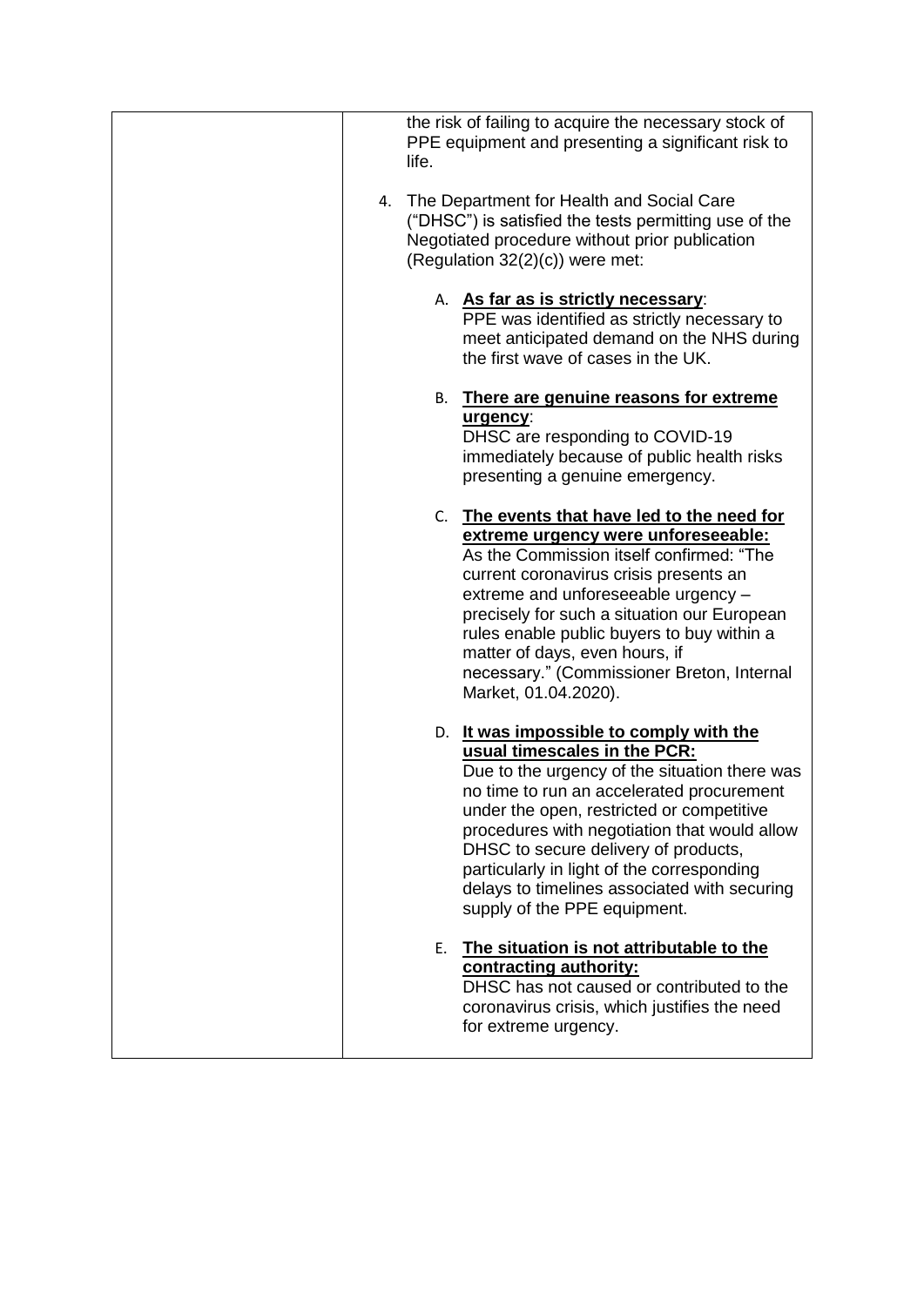| | |
|---|---|
| | the risk of failing to acquire the necessary stock of PPE equipment and presenting a significant risk to life.<br><br>4. The Department for Health and Social Care ("DHSC") is satisfied the tests permitting use of the Negotiated procedure without prior publication (Regulation 32(2)(c)) were met:<br><br>A. <u>**As far as is strictly necessary**</u>: PPE was identified as strictly necessary to meet anticipated demand on the NHS during the first wave of cases in the UK.<br><br>B. <u>**There are genuine reasons for extreme urgency**</u>: DHSC are responding to COVID-19 immediately because of public health risks presenting a genuine emergency.<br><br>C. <u>**The events that have led to the need for extreme urgency were unforeseeable:**</u> As the Commission itself confirmed: "The current coronavirus crisis presents an extreme and unforeseeable urgency – precisely for such a situation our European rules enable public buyers to buy within a matter of days, even hours, if necessary." (Commissioner Breton, Internal Market, 01.04.2020).<br><br>D. <u>**It was impossible to comply with the usual timescales in the PCR:**</u> Due to the urgency of the situation there was no time to run an accelerated procurement under the open, restricted or competitive procedures with negotiation that would allow DHSC to secure delivery of products, particularly in light of the corresponding delays to timelines associated with securing supply of the PPE equipment.<br><br>E. <u>**The situation is not attributable to the contracting authority:**</u> DHSC has not caused or contributed to the coronavirus crisis, which justifies the need for extreme urgency. |